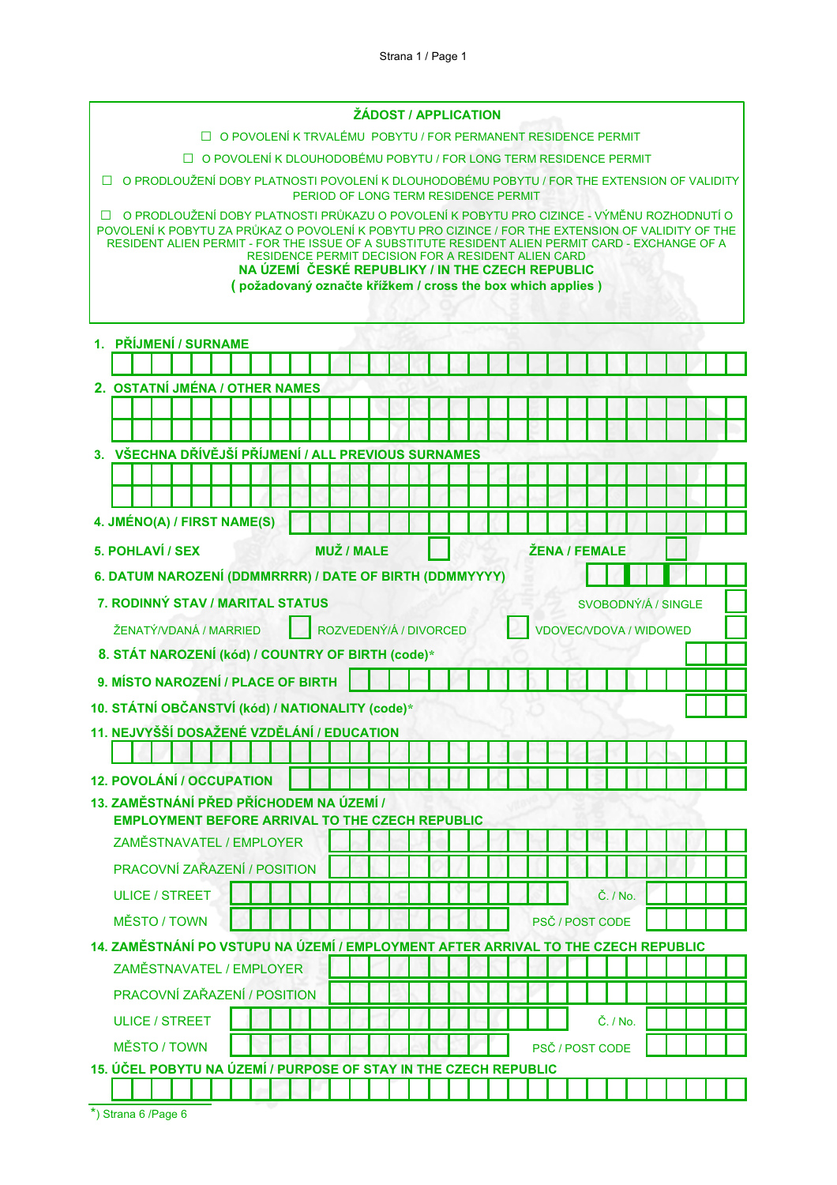## ŽÁDOST / APPLICATION

☐ O POVOLENÍ K TRVALÉMU POBYTU / FOR PERMANENT RESIDENCE PERMIT

☐ O POVOLENÍ K DLOUHODOBÉMU POBYTU / FOR LONG TERM RESIDENCE PERMIT

☐ O PRODLOUŽENÍ DOBY PLATNOSTI POVOLENÍ K DLOUHODOBÉMU POBYTU / FOR THE EXTENSION OF VALIDITY PERIOD OF LONG TERM RESIDENCE PERMIT

☐ O PRODLOUŽENÍ DOBY PLATNOSTI PRŮKAZU O POVOLENÍ K POBYTU PRO CIZINCE - VÝMĚNU ROZHODNUTÍ O POVOLENÍ K POBYTU ZA PRŮKAZ O POVOLENÍ K POBYTU PRO CIZINCE / FOR THE EXTENSION OF VALIDITY OF THE RESIDENT ALIEN PERMIT - FOR THE ISSUE OF A SUBSTITUTE RESIDENT ALIEN PERMIT CARD - EXCHANGE OF A RESIDENCE PERMIT DECISION FOR A RESIDENT ALIEN CARD

**NA ÚZEMÍ ČESKÉ REPUBLIKY / IN THE CZECH REPUBLIC**

**( požadovaný označte křížkem / cross the box which applies )**

**1. PŘÍJMENÍ / SURNAME**

**2. OSTATNÍ JMÉNA / OTHER NAMES**

**3. VŠECHNA DŘÍVĚJŠÍ PŘÍJMENÍ / ALL PREVIOUS SURNAMES**

**4. JMÉNO(A) / FIRST NAME(S)**

**5. POHLAVÍ / SEX** **MUŽ / MALE** ☐ **ŽENA / FEMALE** ☐

**6. DATUM NAROZENÍ (DDMMRRRR) / DATE OF BIRTH (DDMMYYYY)**

**7. RODINNÝ STAV / MARITAL STATUS**

SVOBODNÝ/Á / SINGLE ☐

ŽENATÝ/VDANÁ / MARRIED ☐ ROZVEDENÝ/Á / DIVORCED ☐ VDOVEC/VDOVA / WIDOWED ☐

**8. STÁT NAROZENÍ (kód) / COUNTRY OF BIRTH (code)***

**9. MÍSTO NAROZENÍ / PLACE OF BIRTH**

**10. STÁTNÍ OBČANSTVÍ (kód) / NATIONALITY (code)***

**11. NEJVYŠŠÍ DOSAŽENÉ VZDĚLÁNÍ / EDUCATION**

**12. POVOLÁNÍ / OCCUPATION**

**13. ZAMĚSTNÁNÍ PŘED PŘÍCHODEM NA ÚZEMÍ / EMPLOYMENT BEFORE ARRIVAL TO THE CZECH REPUBLIC**

ZAMĚSTNAVATEL / EMPLOYER

PRACOVNÍ ZAŘAZENÍ / POSITION

ULICE / STREET Č. / No.

MĚSTO / TOWN PSČ / POST CODE

**14. ZAMĚSTNÁNÍ PO VSTUPU NA ÚZEMÍ / EMPLOYMENT AFTER ARRIVAL TO THE CZECH REPUBLIC**

ZAMĚSTNAVATEL / EMPLOYER

PRACOVNÍ ZAŘAZENÍ / POSITION

ULICE / STREET Č. / No.

MĚSTO / TOWN PSČ / POST CODE

**15. ÚČEL POBYTU NA ÚZEMÍ / PURPOSE OF STAY IN THE CZECH REPUBLIC**

*) Strana 6 /Page 6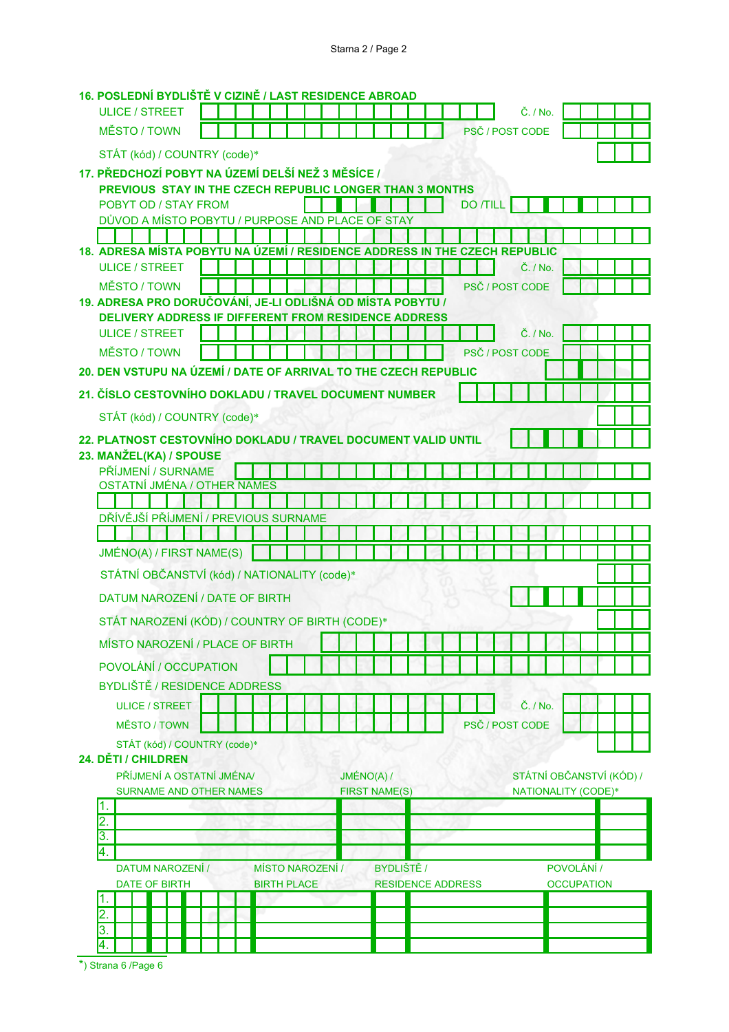**16. POSLEDNÍ BYDLIŠTĚ V CIZINĚ / LAST RESIDENCE ABROAD**

ULICE / STREET ______ Č. / No. ______

MĚSTO / TOWN ______ PSČ / POST CODE ______

STÁT (kód) / COUNTRY (code)* ______

**17. PŘEDCHOZÍ POBYT NA ÚZEMÍ DELŠÍ NEŽ 3 MĚSÍCE / PREVIOUS STAY IN THE CZECH REPUBLIC LONGER THAN 3 MONTHS**

POBYT OD / STAY FROM ______ DO /TILL ______

DŮVOD A MÍSTO POBYTU / PURPOSE AND PLACE OF STAY

______

**18. ADRESA MÍSTA POBYTU NA ÚZEMÍ / RESIDENCE ADDRESS IN THE CZECH REPUBLIC**

ULICE / STREET ______ Č. / No. ______

MĚSTO / TOWN ______ PSČ / POST CODE ______

**19. ADRESA PRO DORUČOVÁNÍ, JE-LI ODLIŠNÁ OD MÍSTA POBYTU / DELIVERY ADDRESS IF DIFFERENT FROM RESIDENCE ADDRESS**

ULICE / STREET ______ Č. / No. ______

MĚSTO / TOWN ______ PSČ / POST CODE ______

**20. DEN VSTUPU NA ÚZEMÍ / DATE OF ARRIVAL TO THE CZECH REPUBLIC** ______

**21. ČÍSLO CESTOVNÍHO DOKLADU / TRAVEL DOCUMENT NUMBER** ______

STÁT (kód) / COUNTRY (code)* ______

**22. PLATNOST CESTOVNÍHO DOKLADU / TRAVEL DOCUMENT VALID UNTIL** ______

**23. MANŽEL(KA) / SPOUSE**

PŘÍJMENÍ / SURNAME ______

OSTATNÍ JMÉNA / OTHER NAMES

______

DŘÍVĚJŠÍ PŘÍJMENÍ / PREVIOUS SURNAME

______

JMÉNO(A) / FIRST NAME(S) ______

STÁTNÍ OBČANSTVÍ (kód) / NATIONALITY (code)* ______

DATUM NAROZENÍ / DATE OF BIRTH ______

STÁT NAROZENÍ (KÓD) / COUNTRY OF BIRTH (CODE)* ______

MÍSTO NAROZENÍ / PLACE OF BIRTH ______

POVOLÁNÍ / OCCUPATION ______

BYDLIŠTĚ / RESIDENCE ADDRESS

ULICE / STREET ______ Č. / No. ______

MĚSTO / TOWN ______ PSČ / POST CODE ______

STÁT (kód) / COUNTRY (code)* ______

**24. DĚTI / CHILDREN**

| | PŘÍJMENÍ A OSTATNÍ JMÉNA/ SURNAME AND OTHER NAMES | JMÉNO(A) / FIRST NAME(S) | | STÁTNÍ OBČANSTVÍ (KÓD) / NATIONALITY (CODE)* |
|---|---|---|---|---|
| 1. | | | | |
| 2. | | | | |
| 3. | | | | |
| 4. | | | | |

| | DATUM NAROZENÍ / DATE OF BIRTH | MÍSTO NAROZENÍ / BIRTH PLACE | BYDLIŠTĚ / RESIDENCE ADDRESS | | POVOLÁNÍ / OCCUPATION |
|---|---|---|---|---|---|
| 1. | | | | | |
| 2. | | | | | |
| 3. | | | | | |
| 4. | | | | | |

*) Strana 6 /Page 6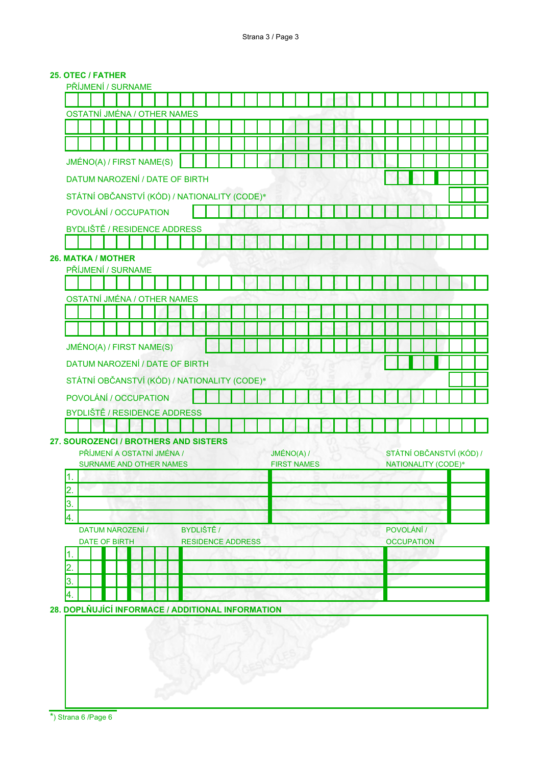## 25. OTEC / FATHER

PŘÍJMENÍ / SURNAME

OSTATNÍ JMÉNA / OTHER NAMES

JMÉNO(A) / FIRST NAME(S)

DATUM NAROZENÍ / DATE OF BIRTH

STÁTNÍ OBČANSTVÍ (KÓD) / NATIONALITY (CODE)*

POVOLÁNÍ / OCCUPATION

BYDLIŠTĚ / RESIDENCE ADDRESS

## 26. MATKA / MOTHER

PŘÍJMENÍ / SURNAME

OSTATNÍ JMÉNA / OTHER NAMES

JMÉNO(A) / FIRST NAME(S)

DATUM NAROZENÍ / DATE OF BIRTH

STÁTNÍ OBČANSTVÍ (KÓD) / NATIONALITY (CODE)*

POVOLÁNÍ / OCCUPATION

BYDLIŠTĚ / RESIDENCE ADDRESS

## 27. SOUROZENCI / BROTHERS AND SISTERS

| | PŘÍJMENÍ A OSTATNÍ JMÉNA / SURNAME AND OTHER NAMES | JMÉNO(A) / FIRST NAMES | STÁTNÍ OBČANSTVÍ (KÓD) / NATIONALITY (CODE)* |
|---|---|---|---|
| 1. | | | |
| 2. | | | |
| 3. | | | |
| 4. | | | |

| | DATUM NAROZENÍ / DATE OF BIRTH | BYDLIŠTĚ / RESIDENCE ADDRESS | POVOLÁNÍ / OCCUPATION |
|---|---|---|---|
| 1. | | | |
| 2. | | | |
| 3. | | | |
| 4. | | | |

## 28. DOPLŇUJÍCÍ INFORMACE / ADDITIONAL INFORMATION

*) Strana 6 /Page 6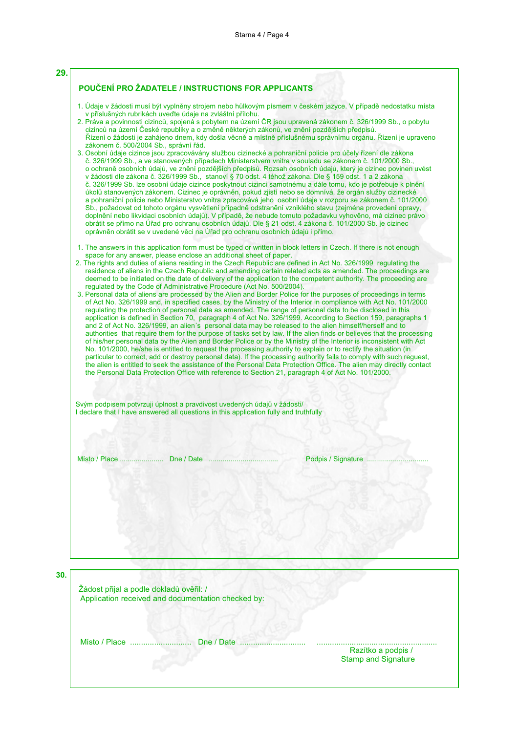**29.**

## POUČENÍ PRO ŽADATELE / INSTRUCTIONS FOR APPLICANTS

1. Údaje v žádosti musí být vyplněny strojem nebo hůlkovým písmem v českém jazyce. V případě nedostatku místa v příslušných rubrikách uveďte údaje na zvláštní přílohu.
2. Práva a povinnosti cizinců, spojená s pobytem na území ČR jsou upravená zákonem č. 326/1999 Sb., o pobytu cizinců na území České republiky a o změně některých zákonů, ve znění pozdějších předpisů. Řízení o žádosti je zahájeno dnem, kdy došla věcně a místně příslušnému správnímu orgánu. Řízení je upraveno zákonem č. 500/2004 Sb., správní řád.
3. Osobní údaje cizince jsou zpracovávány službou cizinecké a pohraniční policie pro účely řízení dle zákona č. 326/1999 Sb., a ve stanovených případech Ministerstvem vnitra v souladu se zákonem č. 101/2000 Sb., o ochraně osobních údajů, ve znění pozdějších předpisů. Rozsah osobních údajů, který je cizinec povinen uvést v žádosti dle zákona č. 326/1999 Sb., stanoví § 70 odst. 4 téhož zákona. Dle § 159 odst. 1 a 2 zákona č. 326/1999 Sb. lze osobní údaje cizince poskytnout cizinci samotnému a dále tomu, kdo je potřebuje k plnění úkolů stanovených zákonem. Cizinec je oprávněn, pokud zjistí nebo se domnívá, že orgán služby cizinecké a pohraniční policie nebo Ministerstvo vnitra zpracovává jeho osobní údaje v rozporu se zákonem č. 101/2000 Sb., požadovat od tohoto orgánu vysvětlení případně odstranění vzniklého stavu (zejména provedení opravy, doplnění nebo likvidaci osobních údajů). V případě, že nebude tomuto požadavku vyhověno, má cizinec právo obrátit se přímo na Úřad pro ochranu osobních údajů. Dle § 21 odst. 4 zákona č. 101/2000 Sb. je cizinec oprávněn obrátit se v uvedené věci na Úřad pro ochranu osobních údajů i přímo.

1. The answers in this application form must be typed or written in block letters in Czech. If there is not enough space for any answer, please enclose an additional sheet of paper.
2. The rights and duties of aliens residing in the Czech Republic are defined in Act No. 326/1999 regulating the residence of aliens in the Czech Republic and amending certain related acts as amended. The proceedings are deemed to be initiated on the date of delivery of the application to the competent authority. The proceeding are regulated by the Code of Administrative Procedure (Act No. 500/2004).
3. Personal data of aliens are processed by the Alien and Border Police for the purposes of proceedings in terms of Act No. 326/1999 and, in specified cases, by the Ministry of the Interior in compliance with Act No. 101/2000 regulating the protection of personal data as amended. The range of personal data to be disclosed in this application is defined in Section 70, paragraph 4 of Act No. 326/1999. According to Section 159, paragraphs 1 and 2 of Act No. 326/1999, an alien´s personal data may be released to the alien himself/herself and to authorities that require them for the purpose of tasks set by law. If the alien finds or believes that the processing of his/her personal data by the Alien and Border Police or by the Ministry of the Interior is inconsistent with Act No. 101/2000, he/she is entitled to request the processing authority to explain or to rectify the situation (in particular to correct, add or destroy personal data). If the processing authority fails to comply with such reguest, the alien is entitled to seek the assistance of the Personal Data Protection Office. The alien may directly contact the Personal Data Protection Office with reference to Section 21, paragraph 4 of Act No. 101/2000.

Svým podpisem potvrzuji úplnost a pravdivost uvedených údajů v žádosti/
I declare that I have answered all questions in this application fully and truthfully

Místo / Place ...................... Dne / Date ................................... Podpis / Signature ...............................

**30.**

Žádost přijal a podle dokladů ověřil: /
Application received and documentation checked by:

Místo / Place ............................ Dne / Date .............................. .......................................................
Razítko a podpis /
Stamp and Signature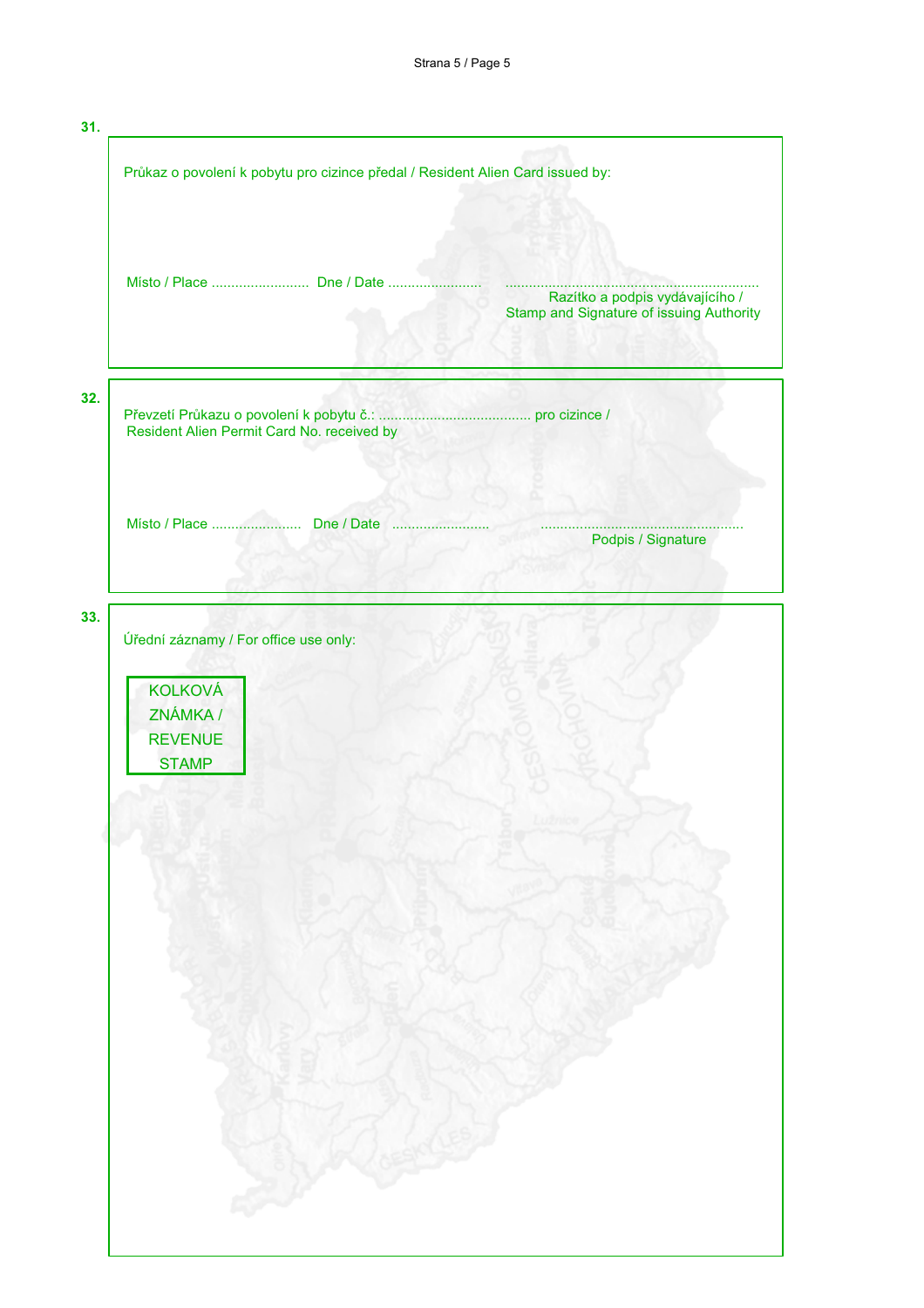**31.**

Průkaz o povolení k pobytu pro cizince předal / Resident Alien Card issued by:

Místo / Place ......................... Dne / Date ........................ ................................................................
Razítko a podpis vydávajícího / Stamp and Signature of issuing Authority

**32.**

Převzetí Průkazu o povolení k pobytu č.: ...................................... pro cizince / Resident Alien Permit Card No. received by

Místo / Place ...................... Dne / Date ......................... ...................................................
Podpis / Signature

**33.**

Úřední záznamy / For office use only:

KOLKOVÁ ZNÁMKA / REVENUE STAMP